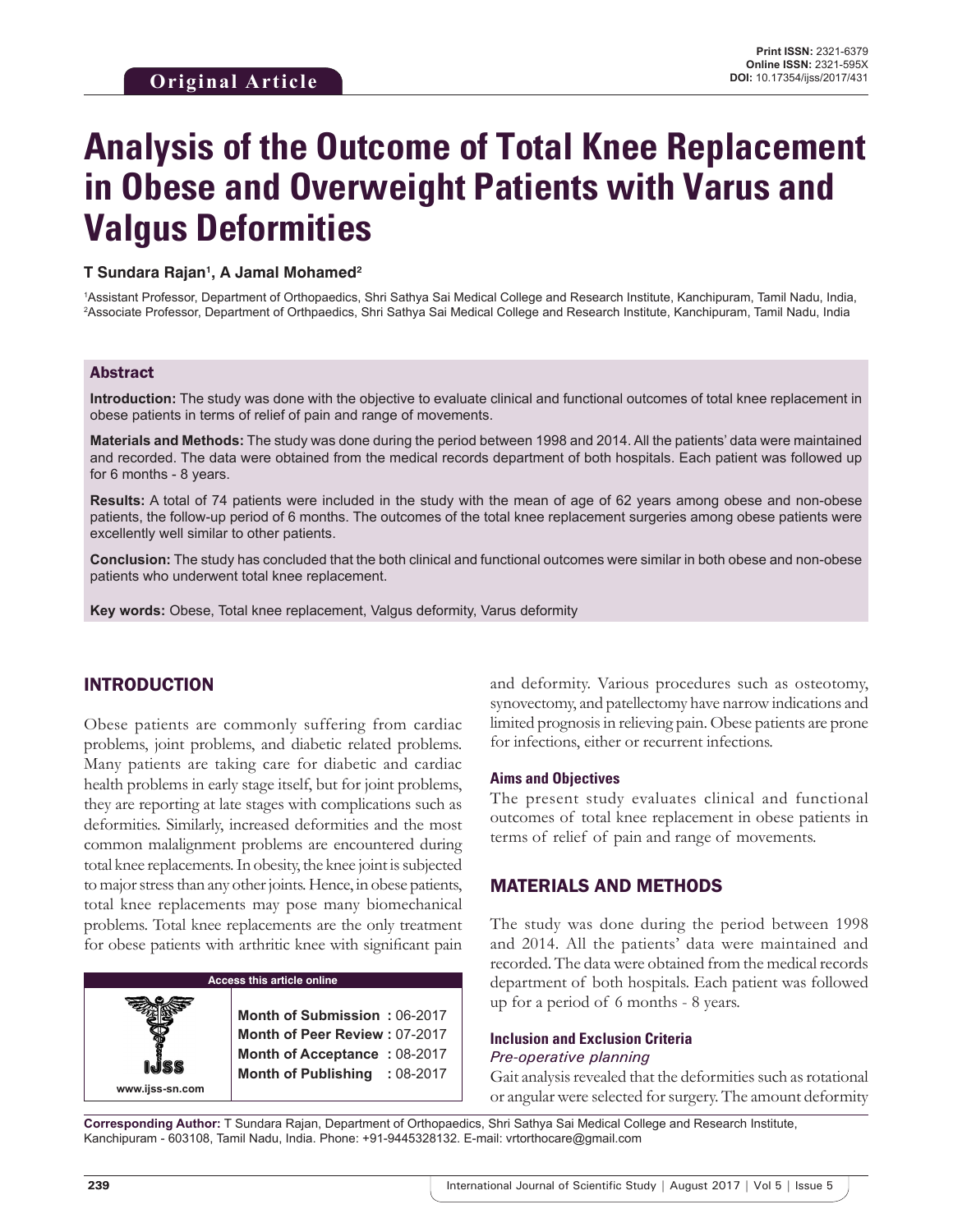**Original Article**

# Analysis of the Outcome of Total Knee Replacement in Obese and Overweight Patients with Varus and Valgus Deformities

**T Sundara Rajan[1], A Jamal Mohamed[2]**

[1]Assistant Professor, Department of Orthopaedics, Shri Sathya Sai Medical College and Research Institute, Kanchipuram, Tamil Nadu, India, [2]Associate Professor, Department of Orthpaedics, Shri Sathya Sai Medical College and Research Institute, Kanchipuram, Tamil Nadu, India

## Abstract

**Introduction:** The study was done with the objective to evaluate clinical and functional outcomes of total knee replacement in obese patients in terms of relief of pain and range of movements.

**Materials and Methods:** The study was done during the period between 1998 and 2014. All the patients' data were maintained and recorded. The data were obtained from the medical records department of both hospitals. Each patient was followed up for 6 months - 8 years.

**Results:** A total of 74 patients were included in the study with the mean of age of 62 years among obese and non-obese patients, the follow-up period of 6 months. The outcomes of the total knee replacement surgeries among obese patients were excellently well similar to other patients.

**Conclusion:** The study has concluded that the both clinical and functional outcomes were similar in both obese and non-obese patients who underwent total knee replacement.

**Key words:** Obese, Total knee replacement, Valgus deformity, Varus deformity

## INTRODUCTION

Obese patients are commonly suffering from cardiac problems, joint problems, and diabetic related problems. Many patients are taking care for diabetic and cardiac health problems in early stage itself, but for joint problems, they are reporting at late stages with complications such as deformities. Similarly, increased deformities and the most common malalignment problems are encountered during total knee replacements. In obesity, the knee joint is subjected to major stress than any other joints. Hence, in obese patients, total knee replacements may pose many biomechanical problems. Total knee replacements are the only treatment for obese patients with arthritic knee with significant pain and deformity. Various procedures such as osteotomy, synovectomy, and patellectomy have narrow indications and limited prognosis in relieving pain. Obese patients are prone for infections, either or recurrent infections.

### Aims and Objectives

The present study evaluates clinical and functional outcomes of total knee replacement in obese patients in terms of relief of pain and range of movements.

## MATERIALS AND METHODS

The study was done during the period between 1998 and 2014. All the patients' data were maintained and recorded. The data were obtained from the medical records department of both hospitals. Each patient was followed up for a period of 6 months - 8 years.

### Inclusion and Exclusion Criteria

*Pre-operative planning*

Gait analysis revealed that the deformities such as rotational or angular were selected for surgery. The amount deformity

| Access this article online | |
|---|---|
| www.ijss-sn.com | **Month of Submission :** 06-2017<br>**Month of Peer Review :** 07-2017<br>**Month of Acceptance :** 08-2017<br>**Month of Publishing :** 08-2017 |

**Corresponding Author:** T Sundara Rajan, Department of Orthopaedics, Shri Sathya Sai Medical College and Research Institute, Kanchipuram - 603108, Tamil Nadu, India. Phone: +91-9445328132. E-mail: vrtorthocare@gmail.com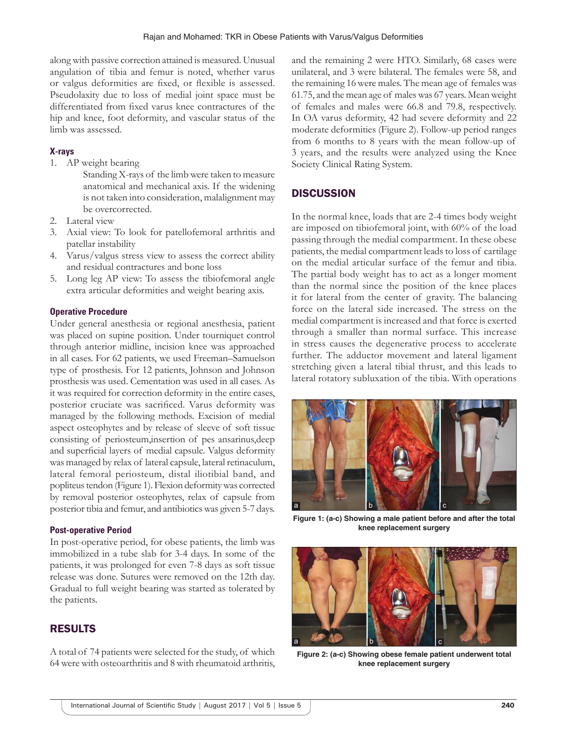along with passive correction attained is measured. Unusual angulation of tibia and femur is noted, whether varus or valgus deformities are fixed, or flexible is assessed. Pseudolaxity due to loss of medial joint space must be differentiated from fixed varus knee contractures of the hip and knee, foot deformity, and vascular status of the limb was assessed.

### X-rays

1. AP weight bearing
   Standing X-rays of the limb were taken to measure anatomical and mechanical axis. If the widening is not taken into consideration, malalignment may be overcorrected.
2. Lateral view
3. Axial view: To look for patellofemoral arthritis and patellar instability
4. Varus/valgus stress view to assess the correct ability and residual contractures and bone loss
5. Long leg AP view: To assess the tibiofemoral angle extra articular deformities and weight bearing axis.

### Operative Procedure

Under general anesthesia or regional anesthesia, patient was placed on supine position. Under tourniquet control through anterior midline, incision knee was approached in all cases. For 62 patients, we used Freeman–Samuelson type of prosthesis. For 12 patients, Johnson and Johnson prosthesis was used. Cementation was used in all cases. As it was required for correction deformity in the entire cases, posterior cruciate was sacrificed. Varus deformity was managed by the following methods. Excision of medial aspect osteophytes and by release of sleeve of soft tissue consisting of periosteum,insertion of pes ansarinus,deep and superficial layers of medial capsule. Valgus deformity was managed by relax of lateral capsule, lateral retinaculum, lateral femoral periosteum, distal iliotibial band, and popliteus tendon (Figure 1). Flexion deformity was corrected by removal posterior osteophytes, relax of capsule from posterior tibia and femur, and antibiotics was given 5-7 days.

### Post-operative Period

In post-operative period, for obese patients, the limb was immobilized in a tube slab for 3-4 days. In some of the patients, it was prolonged for even 7-8 days as soft tissue release was done. Sutures were removed on the 12th day. Gradual to full weight bearing was started as tolerated by the patients.

## RESULTS

A total of 74 patients were selected for the study, of which 64 were with osteoarthritis and 8 with rheumatoid arthritis, and the remaining 2 were HTO. Similarly, 68 cases were unilateral, and 3 were bilateral. The females were 58, and the remaining 16 were males. The mean age of females was 61.75, and the mean age of males was 67 years. Mean weight of females and males were 66.8 and 79.8, respectively. In OA varus deformity, 42 had severe deformity and 22 moderate deformities (Figure 2). Follow-up period ranges from 6 months to 8 years with the mean follow-up of 3 years, and the results were analyzed using the Knee Society Clinical Rating System.

## DISCUSSION

In the normal knee, loads that are 2-4 times body weight are imposed on tibiofemoral joint, with 60% of the load passing through the medial compartment. In these obese patients, the medial compartment leads to loss of cartilage on the medial articular surface of the femur and tibia. The partial body weight has to act as a longer moment than the normal since the position of the knee places it for lateral from the center of gravity. The balancing force on the lateral side increased. The stress on the medial compartment is increased and that force is exerted through a smaller than normal surface. This increase in stress causes the degenerative process to accelerate further. The adductor movement and lateral ligament stretching given a lateral tibial thrust, and this leads to lateral rotatory subluxation of the tibia. With operations

Figure 1: (a-c) Showing a male patient before and after the total knee replacement surgery

Figure 2: (a-c) Showing obese female patient underwent total knee replacement surgery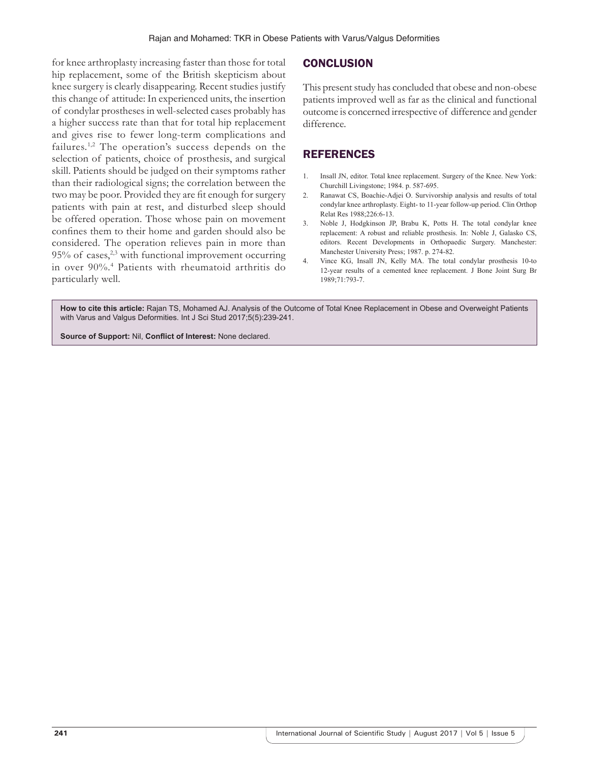for knee arthroplasty increasing faster than those for total hip replacement, some of the British skepticism about knee surgery is clearly disappearing. Recent studies justify this change of attitude: In experienced units, the insertion of condylar prostheses in well-selected cases probably has a higher success rate than that for total hip replacement and gives rise to fewer long-term complications and failures.[1,2] The operation's success depends on the selection of patients, choice of prosthesis, and surgical skill. Patients should be judged on their symptoms rather than their radiological signs; the correlation between the two may be poor. Provided they are fit enough for surgery patients with pain at rest, and disturbed sleep should be offered operation. Those whose pain on movement confines them to their home and garden should also be considered. The operation relieves pain in more than 95% of cases,[2,3] with functional improvement occurring in over 90%.[4] Patients with rheumatoid arthritis do particularly well.

## CONCLUSION

This present study has concluded that obese and non-obese patients improved well as far as the clinical and functional outcome is concerned irrespective of difference and gender difference.

## REFERENCES

1. Insall JN, editor. Total knee replacement. Surgery of the Knee. New York: Churchill Livingstone; 1984. p. 587-695.
2. Ranawat CS, Boachie-Adjei O. Survivorship analysis and results of total condylar knee arthroplasty. Eight- to 11-year follow-up period. Clin Orthop Relat Res 1988;226:6-13.
3. Noble J, Hodgkinson JP, Brabu K, Potts H. The total condylar knee replacement: A robust and reliable prosthesis. In: Noble J, Galasko CS, editors. Recent Developments in Orthopaedic Surgery. Manchester: Manchester University Press; 1987. p. 274-82.
4. Vince KG, Insall JN, Kelly MA. The total condylar prosthesis 10-to 12-year results of a cemented knee replacement. J Bone Joint Surg Br 1989;71:793-7.

**How to cite this article:** Rajan TS, Mohamed AJ. Analysis of the Outcome of Total Knee Replacement in Obese and Overweight Patients with Varus and Valgus Deformities. Int J Sci Stud 2017;5(5):239-241.

**Source of Support:** Nil, **Conflict of Interest:** None declared.